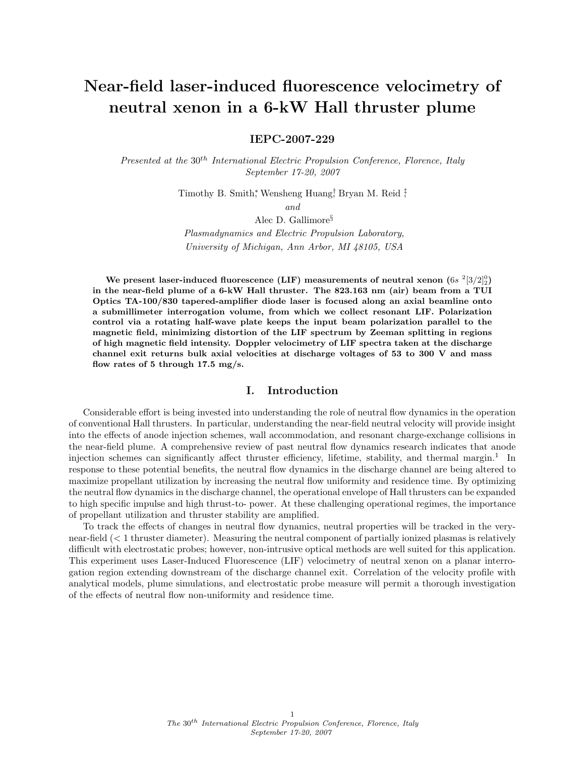# Near-field laser-induced fluorescence velocimetry of neutral xenon in a 6-kW Hall thruster plume

**IEPC-2007-229**

*Presented at the 30$^{th}$ International Electric Propulsion Conference, Florence, Italy September 17-20, 2007*

Timothy B. Smith[*], Wensheng Huang[†], Bryan M. Reid [‡]

*and*

Alec D. Gallimore[§]

*Plasmadynamics and Electric Propulsion Laboratory,*
*University of Michigan, Ann Arbor, MI 48105, USA*

**We present laser-induced fluorescence (LIF) measurements of neutral xenon ($6s\ ^2[3/2]^0_2$) in the near-field plume of a 6-kW Hall thruster. The 823.163 nm (air) beam from a TUI Optics TA-100/830 tapered-amplifier diode laser is focused along an axial beamline onto a submillimeter interrogation volume, from which we collect resonant LIF. Polarization control via a rotating half-wave plate keeps the input beam polarization parallel to the magnetic field, minimizing distortion of the LIF spectrum by Zeeman splitting in regions of high magnetic field intensity. Doppler velocimetry of LIF spectra taken at the discharge channel exit returns bulk axial velocities at discharge voltages of 53 to 300 V and mass flow rates of 5 through 17.5 mg/s.**

## I. Introduction

Considerable effort is being invested into understanding the role of neutral flow dynamics in the operation of conventional Hall thrusters. In particular, understanding the near-field neutral velocity will provide insight into the effects of anode injection schemes, wall accommodation, and resonant charge-exchange collisions in the near-field plume. A comprehensive review of past neutral flow dynamics research indicates that anode injection schemes can significantly affect thruster efficiency, lifetime, stability, and thermal margin.[1] In response to these potential benefits, the neutral flow dynamics in the discharge channel are being altered to maximize propellant utilization by increasing the neutral flow uniformity and residence time. By optimizing the neutral flow dynamics in the discharge channel, the operational envelope of Hall thrusters can be expanded to high specific impulse and high thrust-to- power. At these challenging operational regimes, the importance of propellant utilization and thruster stability are amplified.

To track the effects of changes in neutral flow dynamics, neutral properties will be tracked in the very-near-field (< 1 thruster diameter). Measuring the neutral component of partially ionized plasmas is relatively difficult with electrostatic probes; however, non-intrusive optical methods are well suited for this application. This experiment uses Laser-Induced Fluorescence (LIF) velocimetry of neutral xenon on a planar interrogation region extending downstream of the discharge channel exit. Correlation of the velocity profile with analytical models, plume simulations, and electrostatic probe measure will permit a thorough investigation of the effects of neutral flow non-uniformity and residence time.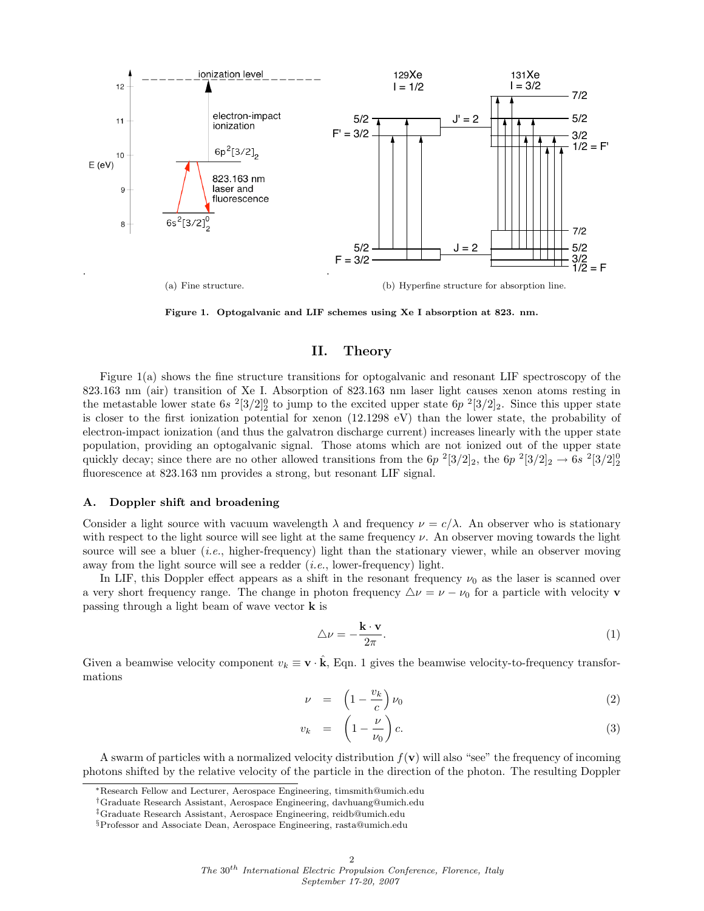(a) Fine structure.

(b) Hyperfine structure for absorption line.

**Figure 1. Optogalvanic and LIF schemes using Xe I absorption at 823. nm.**

## II. Theory

Figure 1(a) shows the fine structure transitions for optogalvanic and resonant LIF spectroscopy of the 823.163 nm (air) transition of Xe I. Absorption of 823.163 nm laser light causes xenon atoms resting in the metastable lower state $6s\ ^2[3/2]_2^0$ to jump to the excited upper state $6p\ ^2[3/2]_2$. Since this upper state is closer to the first ionization potential for xenon (12.1298 eV) than the lower state, the probability of electron-impact ionization (and thus the galvatron discharge current) increases linearly with the upper state population, providing an optogalvanic signal. Those atoms which are not ionized out of the upper state quickly decay; since there are no other allowed transitions from the $6p\ ^2[3/2]_2$, the $6p\ ^2[3/2]_2 \rightarrow 6s\ ^2[3/2]_2^0$ fluorescence at 823.163 nm provides a strong, but resonant LIF signal.

### A. Doppler shift and broadening

Consider a light source with vacuum wavelength $\lambda$ and frequency $\nu = c/\lambda$. An observer who is stationary with respect to the light source will see light at the same frequency $\nu$. An observer moving towards the light source will see a bluer (*i.e.*, higher-frequency) light than the stationary viewer, while an observer moving away from the light source will see a redder (*i.e.*, lower-frequency) light.

In LIF, this Doppler effect appears as a shift in the resonant frequency $\nu_0$ as the laser is scanned over a very short frequency range. The change in photon frequency $\triangle\nu = \nu - \nu_0$ for a particle with velocity $\mathbf{v}$ passing through a light beam of wave vector $\mathbf{k}$ is

$$\triangle\nu = -\frac{\mathbf{k} \cdot \mathbf{v}}{2\pi}. \tag{1}$$

Given a beamwise velocity component $v_k \equiv \mathbf{v} \cdot \hat{\mathbf{k}}$, Eqn. 1 gives the beamwise velocity-to-frequency transformations

$$\nu = \left(1 - \frac{v_k}{c}\right)\nu_0 \tag{2}$$

$$v_k = \left(1 - \frac{\nu}{\nu_0}\right)c. \tag{3}$$

A swarm of particles with a normalized velocity distribution $f(\mathbf{v})$ will also "see" the frequency of incoming photons shifted by the relative velocity of the particle in the direction of the photon. The resulting Doppler

---

*Research Fellow and Lecturer, Aerospace Engineering, timsmith@umich.edu

†Graduate Research Assistant, Aerospace Engineering, davhuang@umich.edu

‡Graduate Research Assistant, Aerospace Engineering, reidb@umich.edu

§Professor and Associate Dean, Aerospace Engineering, rasta@umich.edu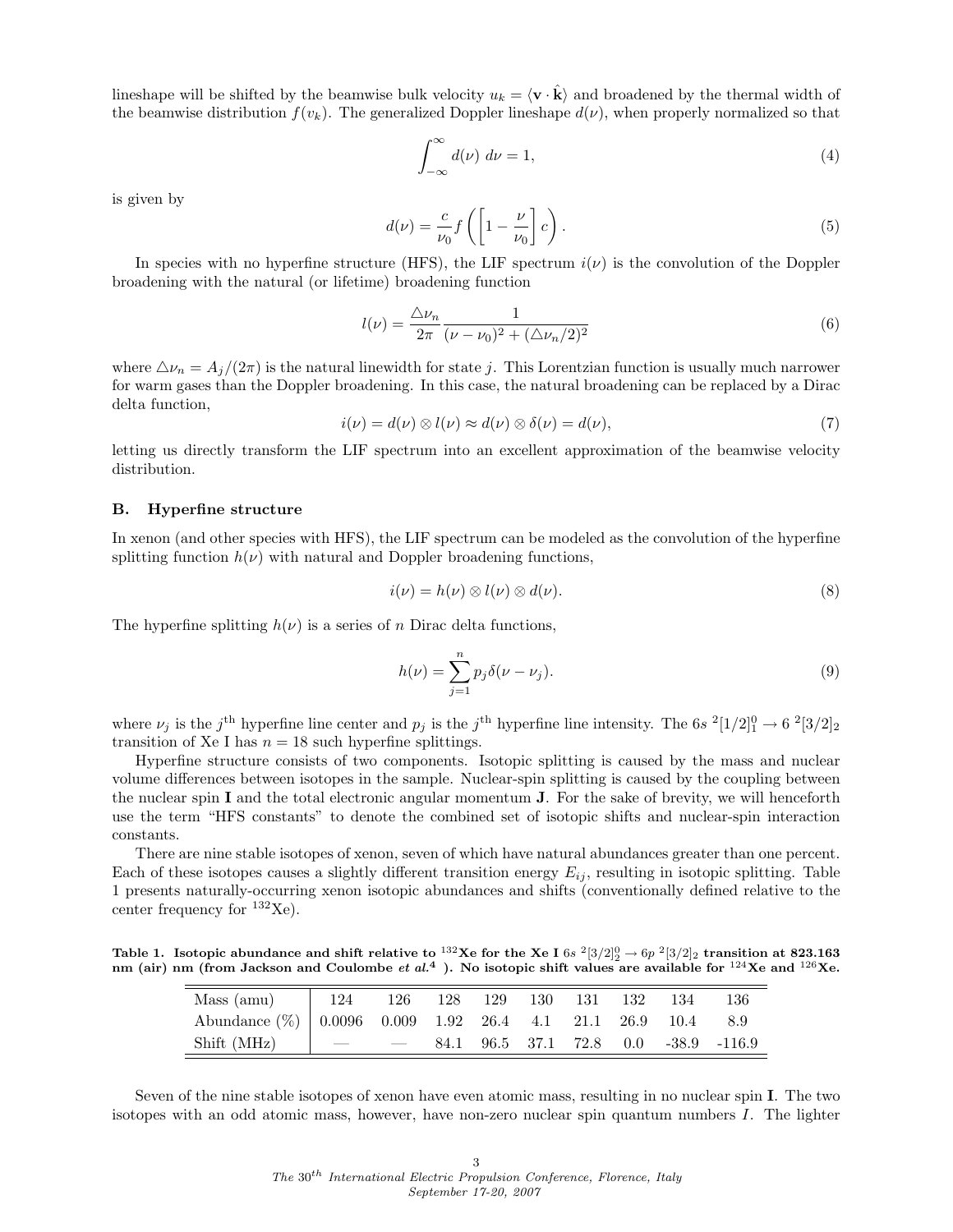lineshape will be shifted by the beamwise bulk velocity $u_k = \langle \mathbf{v} \cdot \hat{\mathbf{k}} \rangle$ and broadened by the thermal width of the beamwise distribution $f(v_k)$. The generalized Doppler lineshape $d(\nu)$, when properly normalized so that

$$\int_{-\infty}^{\infty} d(\nu)\ d\nu = 1, \tag{4}$$

is given by

$$d(\nu) = \frac{c}{\nu_0} f\left(\left[1 - \frac{\nu}{\nu_0}\right] c\right). \tag{5}$$

In species with no hyperfine structure (HFS), the LIF spectrum $i(\nu)$ is the convolution of the Doppler broadening with the natural (or lifetime) broadening function

$$l(\nu) = \frac{\triangle\nu_n}{2\pi} \frac{1}{(\nu - \nu_0)^2 + (\triangle\nu_n/2)^2} \tag{6}$$

where $\triangle\nu_n = A_j/(2\pi)$ is the natural linewidth for state $j$. This Lorentzian function is usually much narrower for warm gases than the Doppler broadening. In this case, the natural broadening can be replaced by a Dirac delta function,

$$i(\nu) = d(\nu) \otimes l(\nu) \approx d(\nu) \otimes \delta(\nu) = d(\nu), \tag{7}$$

letting us directly transform the LIF spectrum into an excellent approximation of the beamwise velocity distribution.

### B. Hyperfine structure

In xenon (and other species with HFS), the LIF spectrum can be modeled as the convolution of the hyperfine splitting function $h(\nu)$ with natural and Doppler broadening functions,

$$i(\nu) = h(\nu) \otimes l(\nu) \otimes d(\nu). \tag{8}$$

The hyperfine splitting $h(\nu)$ is a series of $n$ Dirac delta functions,

$$h(\nu) = \sum_{j=1}^{n} p_j \delta(\nu - \nu_j). \tag{9}$$

where $\nu_j$ is the $j^{\text{th}}$ hyperfine line center and $p_j$ is the $j^{\text{th}}$ hyperfine line intensity. The $6s\ ^2[1/2]_1^0 \rightarrow 6\ ^2[3/2]_2$ transition of Xe I has $n = 18$ such hyperfine splittings.

Hyperfine structure consists of two components. Isotopic splitting is caused by the mass and nuclear volume differences between isotopes in the sample. Nuclear-spin splitting is caused by the coupling between the nuclear spin $\mathbf{I}$ and the total electronic angular momentum $\mathbf{J}$. For the sake of brevity, we will henceforth use the term "HFS constants" to denote the combined set of isotopic shifts and nuclear-spin interaction constants.

There are nine stable isotopes of xenon, seven of which have natural abundances greater than one percent. Each of these isotopes causes a slightly different transition energy $E_{ij}$, resulting in isotopic splitting. Table 1 presents naturally-occurring xenon isotopic abundances and shifts (conventionally defined relative to the center frequency for $^{132}$Xe).

**Table 1. Isotopic abundance and shift relative to $^{132}$Xe for the Xe I $6s\ ^2[3/2]_2^0 \rightarrow 6p\ ^2[3/2]_2$ transition at 823.163 nm (air) nm (from Jackson and Coulombe *et al.*[4] ). No isotopic shift values are available for $^{124}$Xe and $^{126}$Xe.**

| Mass (amu) | 124 | 126 | 128 | 129 | 130 | 131 | 132 | 134 | 136 |
|---|---|---|---|---|---|---|---|---|---|
| Abundance (%) | 0.0096 | 0.009 | 1.92 | 26.4 | 4.1 | 21.1 | 26.9 | 10.4 | 8.9 |
| Shift (MHz) | — | — | 84.1 | 96.5 | 37.1 | 72.8 | 0.0 | -38.9 | -116.9 |

Seven of the nine stable isotopes of xenon have even atomic mass, resulting in no nuclear spin $\mathbf{I}$. The two isotopes with an odd atomic mass, however, have non-zero nuclear spin quantum numbers $I$. The lighter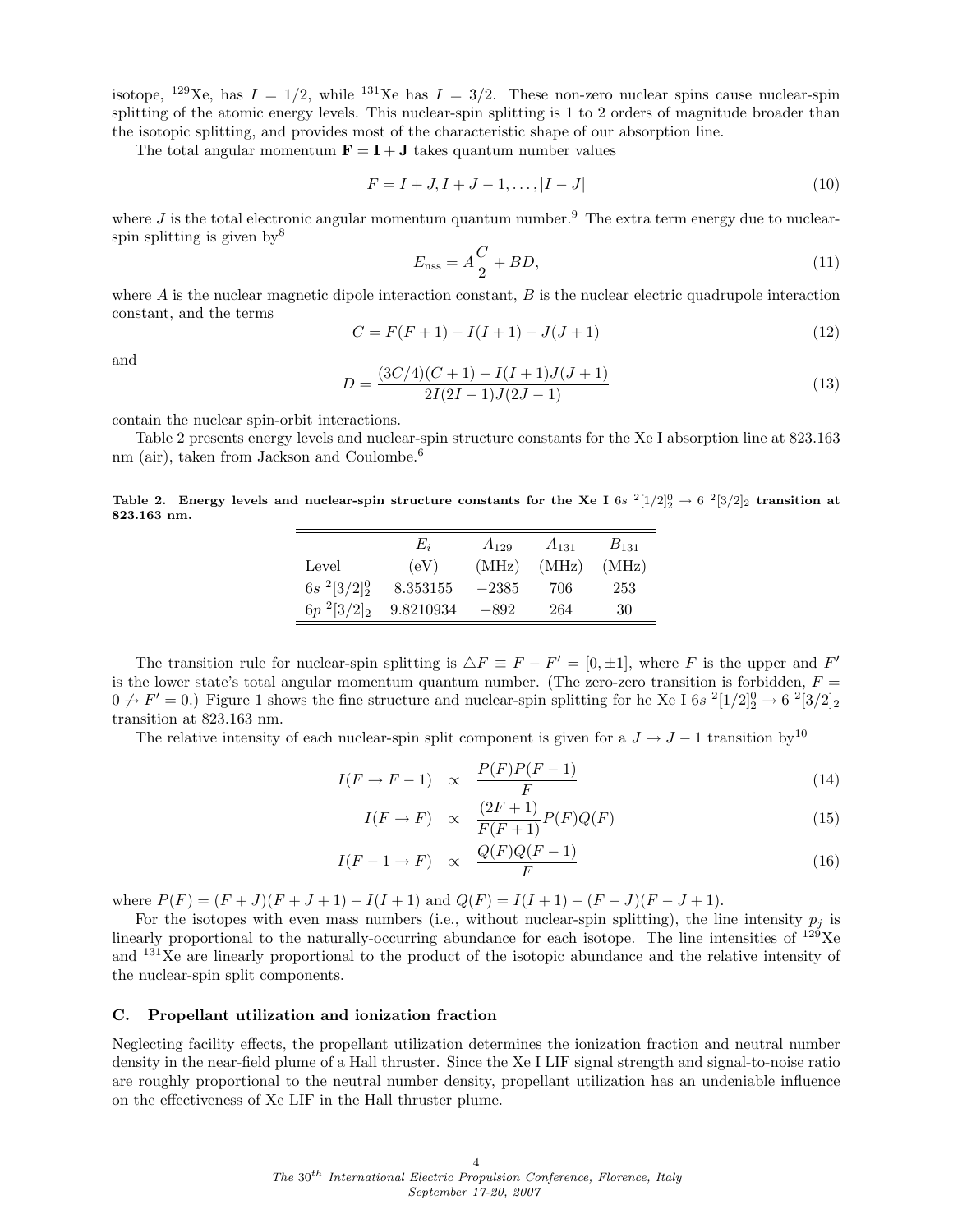isotope, $^{129}$Xe, has $I = 1/2$, while $^{131}$Xe has $I = 3/2$. These non-zero nuclear spins cause nuclear-spin splitting of the atomic energy levels. This nuclear-spin splitting is 1 to 2 orders of magnitude broader than the isotopic splitting, and provides most of the characteristic shape of our absorption line.

The total angular momentum $\mathbf{F} = \mathbf{I} + \mathbf{J}$ takes quantum number values

$$F = I + J, I + J - 1, \ldots, |I - J| \tag{10}$$

where $J$ is the total electronic angular momentum quantum number.[9] The extra term energy due to nuclear-spin splitting is given by[8]

$$E_{\text{nss}} = A\frac{C}{2} + BD, \tag{11}$$

where $A$ is the nuclear magnetic dipole interaction constant, $B$ is the nuclear electric quadrupole interaction constant, and the terms

$$C = F(F+1) - I(I+1) - J(J+1) \tag{12}$$

and

$$D = \frac{(3C/4)(C+1) - I(I+1)J(J+1)}{2I(2I-1)J(2J-1)} \tag{13}$$

contain the nuclear spin-orbit interactions.

Table 2 presents energy levels and nuclear-spin structure constants for the Xe I absorption line at 823.163 nm (air), taken from Jackson and Coulombe.[6]

**Table 2. Energy levels and nuclear-spin structure constants for the Xe I $6s\ ^2[1/2]^0_2 \rightarrow 6\ ^2[3/2]_2$ transition at 823.163 nm.**

| Level | $E_i$ (eV) | $A_{129}$ (MHz) | $A_{131}$ (MHz) | $B_{131}$ (MHz) |
|---|---|---|---|---|
| $6s\ ^2[3/2]^0_2$ | 8.353155 | −2385 | 706 | 253 |
| $6p\ ^2[3/2]_2$ | 9.8210934 | −892 | 264 | 30 |

The transition rule for nuclear-spin splitting is $\triangle F \equiv F - F' = [0, \pm 1]$, where $F$ is the upper and $F'$ is the lower state's total angular momentum quantum number. (The zero-zero transition is forbidden, $F = 0 \not\rightarrow F' = 0$.) Figure 1 shows the fine structure and nuclear-spin splitting for he Xe I $6s\ ^2[1/2]^0_2 \rightarrow 6\ ^2[3/2]_2$ transition at 823.163 nm.

The relative intensity of each nuclear-spin split component is given for a $J \rightarrow J-1$ transition by[10]

$$I(F \rightarrow F-1) \quad \propto \quad \frac{P(F)P(F-1)}{F} \tag{14}$$

$$I(F \rightarrow F) \quad \propto \quad \frac{(2F+1)}{F(F+1)}P(F)Q(F) \tag{15}$$

$$I(F-1 \rightarrow F) \quad \propto \quad \frac{Q(F)Q(F-1)}{F} \tag{16}$$

where $P(F) = (F+J)(F+J+1) - I(I+1)$ and $Q(F) = I(I+1) - (F-J)(F-J+1)$.

For the isotopes with even mass numbers (i.e., without nuclear-spin splitting), the line intensity $p_j$ is linearly proportional to the naturally-occurring abundance for each isotope. The line intensities of $^{129}$Xe and $^{131}$Xe are linearly proportional to the product of the isotopic abundance and the relative intensity of the nuclear-spin split components.

## C. Propellant utilization and ionization fraction

Neglecting facility effects, the propellant utilization determines the ionization fraction and neutral number density in the near-field plume of a Hall thruster. Since the Xe I LIF signal strength and signal-to-noise ratio are roughly proportional to the neutral number density, propellant utilization has an undeniable influence on the effectiveness of Xe LIF in the Hall thruster plume.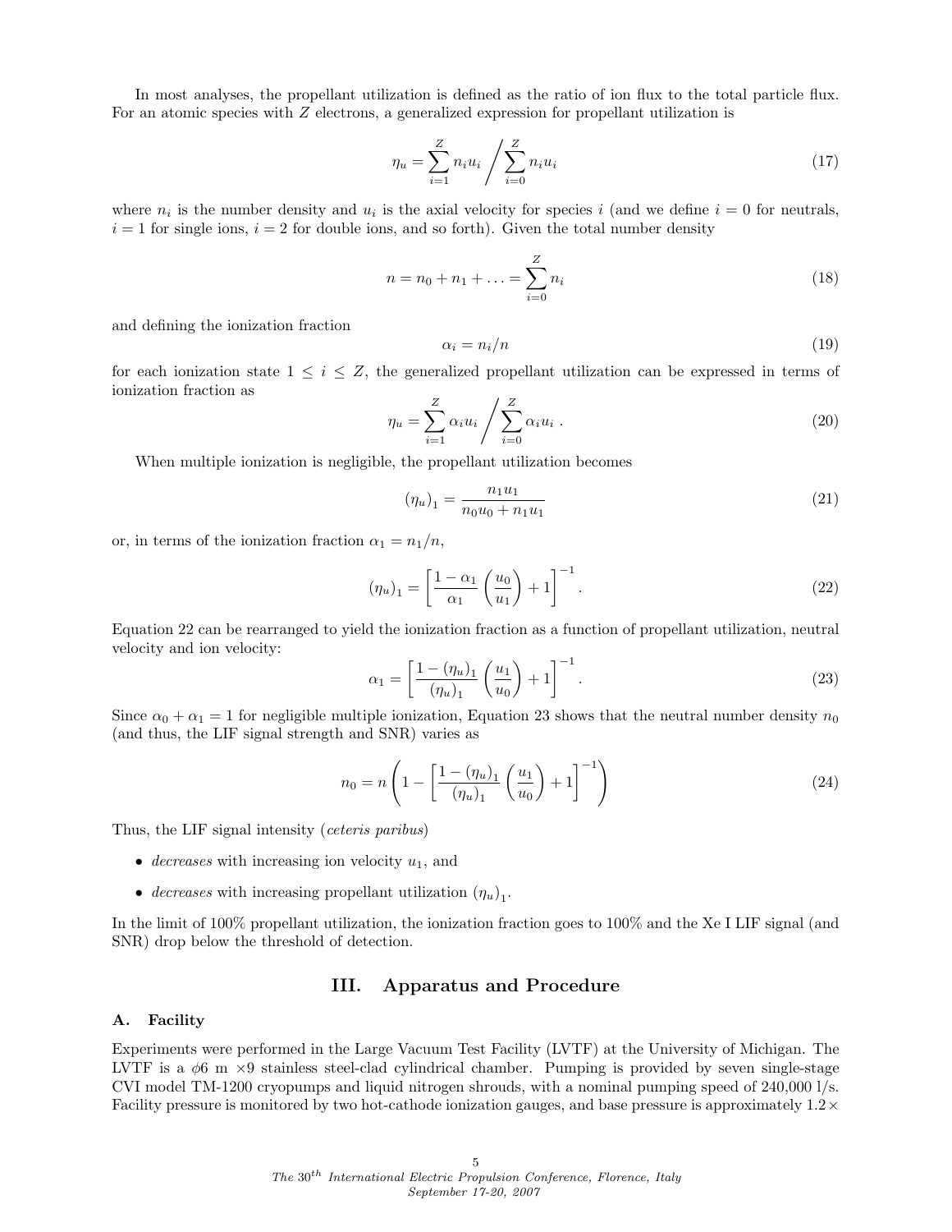In most analyses, the propellant utilization is defined as the ratio of ion flux to the total particle flux. For an atomic species with $Z$ electrons, a generalized expression for propellant utilization is

$$\eta_u = \sum_{i=1}^{Z} n_i u_i \Bigg/ \sum_{i=0}^{Z} n_i u_i \tag{17}$$

where $n_i$ is the number density and $u_i$ is the axial velocity for species $i$ (and we define $i = 0$ for neutrals, $i = 1$ for single ions, $i = 2$ for double ions, and so forth). Given the total number density

$$n = n_0 + n_1 + \ldots = \sum_{i=0}^{Z} n_i \tag{18}$$

and defining the ionization fraction

$$\alpha_i = n_i / n \tag{19}$$

for each ionization state $1 \leq i \leq Z$, the generalized propellant utilization can be expressed in terms of ionization fraction as

$$\eta_u = \sum_{i=1}^{Z} \alpha_i u_i \Bigg/ \sum_{i=0}^{Z} \alpha_i u_i \,. \tag{20}$$

When multiple ionization is negligible, the propellant utilization becomes

$$(\eta_u)_1 = \frac{n_1 u_1}{n_0 u_0 + n_1 u_1} \tag{21}$$

or, in terms of the ionization fraction $\alpha_1 = n_1/n$,

$$(\eta_u)_1 = \left[ \frac{1-\alpha_1}{\alpha_1} \left( \frac{u_0}{u_1} \right) + 1 \right]^{-1} . \tag{22}$$

Equation 22 can be rearranged to yield the ionization fraction as a function of propellant utilization, neutral velocity and ion velocity:

$$\alpha_1 = \left[ \frac{1-(\eta_u)_1}{(\eta_u)_1} \left( \frac{u_1}{u_0} \right) + 1 \right]^{-1} . \tag{23}$$

Since $\alpha_0 + \alpha_1 = 1$ for negligible multiple ionization, Equation 23 shows that the neutral number density $n_0$ (and thus, the LIF signal strength and SNR) varies as

$$n_0 = n \left( 1 - \left[ \frac{1-(\eta_u)_1}{(\eta_u)_1} \left( \frac{u_1}{u_0} \right) + 1 \right]^{-1} \right) \tag{24}$$

Thus, the LIF signal intensity (*ceteris paribus*)

- *decreases* with increasing ion velocity $u_1$, and
- *decreases* with increasing propellant utilization $(\eta_u)_1$.

In the limit of 100% propellant utilization, the ionization fraction goes to 100% and the Xe I LIF signal (and SNR) drop below the threshold of detection.

## III. Apparatus and Procedure

### A. Facility

Experiments were performed in the Large Vacuum Test Facility (LVTF) at the University of Michigan. The LVTF is a $\phi$6 m $\times$9 stainless steel-clad cylindrical chamber. Pumping is provided by seven single-stage CVI model TM-1200 cryopumps and liquid nitrogen shrouds, with a nominal pumping speed of 240,000 l/s. Facility pressure is monitored by two hot-cathode ionization gauges, and base pressure is approximately $1.2 \times$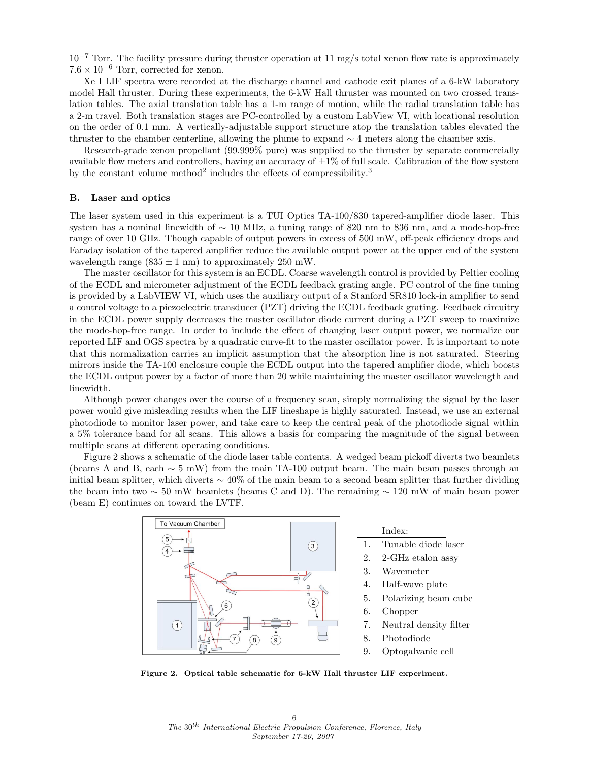$10^{-7}$ Torr. The facility pressure during thruster operation at 11 mg/s total xenon flow rate is approximately $7.6 \times 10^{-6}$ Torr, corrected for xenon.

Xe I LIF spectra were recorded at the discharge channel and cathode exit planes of a 6-kW laboratory model Hall thruster. During these experiments, the 6-kW Hall thruster was mounted on two crossed translation tables. The axial translation table has a 1-m range of motion, while the radial translation table has a 2-m travel. Both translation stages are PC-controlled by a custom LabView VI, with locational resolution on the order of 0.1 mm. A vertically-adjustable support structure atop the translation tables elevated the thruster to the chamber centerline, allowing the plume to expand $\sim 4$ meters along the chamber axis.

Research-grade xenon propellant (99.999% pure) was supplied to the thruster by separate commercially available flow meters and controllers, having an accuracy of $\pm 1\%$ of full scale. Calibration of the flow system by the constant volume method[2] includes the effects of compressibility.[3]

### B. Laser and optics

The laser system used in this experiment is a TUI Optics TA-100/830 tapered-amplifier diode laser. This system has a nominal linewidth of $\sim 10$ MHz, a tuning range of 820 nm to 836 nm, and a mode-hop-free range of over 10 GHz. Though capable of output powers in excess of 500 mW, off-peak efficiency drops and Faraday isolation of the tapered amplifier reduce the available output power at the upper end of the system wavelength range ($835 \pm 1$ nm) to approximately 250 mW.

The master oscillator for this system is an ECDL. Coarse wavelength control is provided by Peltier cooling of the ECDL and micrometer adjustment of the ECDL feedback grating angle. PC control of the fine tuning is provided by a LabVIEW VI, which uses the auxiliary output of a Stanford SR810 lock-in amplifier to send a control voltage to a piezoelectric transducer (PZT) driving the ECDL feedback grating. Feedback circuitry in the ECDL power supply decreases the master oscillator diode current during a PZT sweep to maximize the mode-hop-free range. In order to include the effect of changing laser output power, we normalize our reported LIF and OGS spectra by a quadratic curve-fit to the master oscillator power. It is important to note that this normalization carries an implicit assumption that the absorption line is not saturated. Steering mirrors inside the TA-100 enclosure couple the ECDL output into the tapered amplifier diode, which boosts the ECDL output power by a factor of more than 20 while maintaining the master oscillator wavelength and linewidth.

Although power changes over the course of a frequency scan, simply normalizing the signal by the laser power would give misleading results when the LIF lineshape is highly saturated. Instead, we use an external photodiode to monitor laser power, and take care to keep the central peak of the photodiode signal within a 5% tolerance band for all scans. This allows a basis for comparing the magnitude of the signal between multiple scans at different operating conditions.

Figure 2 shows a schematic of the diode laser table contents. A wedged beam pickoff diverts two beamlets (beams A and B, each $\sim 5$ mW) from the main TA-100 output beam. The main beam passes through an initial beam splitter, which diverts $\sim 40\%$ of the main beam to a second beam splitter that further dividing the beam into two $\sim 50$ mW beamlets (beams C and D). The remaining $\sim 120$ mW of main beam power (beam E) continues on toward the LVTF.

| Index: | |
|---|---|
| 1. | Tunable diode laser |
| 2. | 2-GHz etalon assy |
| 3. | Wavemeter |
| 4. | Half-wave plate |
| 5. | Polarizing beam cube |
| 6. | Chopper |
| 7. | Neutral density filter |
| 8. | Photodiode |
| 9. | Optogalvanic cell |

**Figure 2. Optical table schematic for 6-kW Hall thruster LIF experiment.**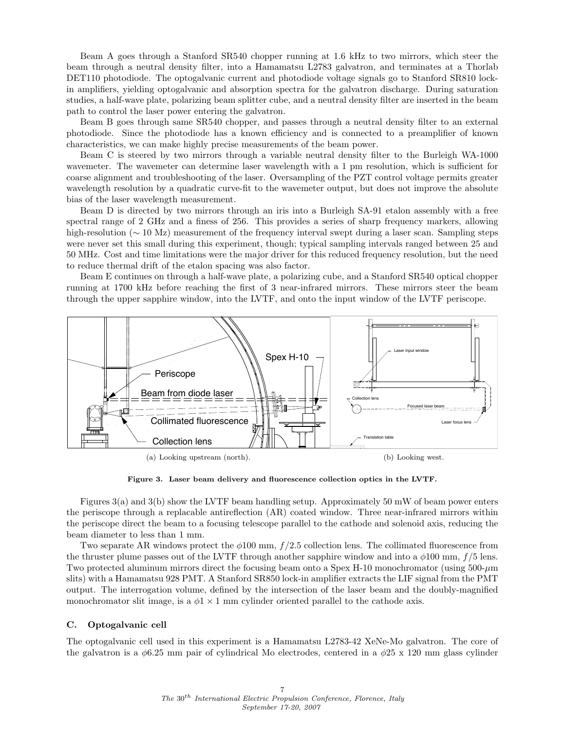Beam A goes through a Stanford SR540 chopper running at 1.6 kHz to two mirrors, which steer the beam through a neutral density filter, into a Hamamatsu L2783 galvatron, and terminates at a Thorlab DET110 photodiode. The optogalvanic current and photodiode voltage signals go to Stanford SR810 lock-in amplifiers, yielding optogalvanic and absorption spectra for the galvatron discharge. During saturation studies, a half-wave plate, polarizing beam splitter cube, and a neutral density filter are inserted in the beam path to control the laser power entering the galvatron.

Beam B goes through same SR540 chopper, and passes through a neutral density filter to an external photodiode. Since the photodiode has a known efficiency and is connected to a preamplifier of known characteristics, we can make highly precise measurements of the beam power.

Beam C is steered by two mirrors through a variable neutral density filter to the Burleigh WA-1000 wavemeter. The wavemeter can determine laser wavelength with a 1 pm resolution, which is sufficient for coarse alignment and troubleshooting of the laser. Oversampling of the PZT control voltage permits greater wavelength resolution by a quadratic curve-fit to the wavemeter output, but does not improve the absolute bias of the laser wavelength measurement.

Beam D is directed by two mirrors through an iris into a Burleigh SA-91 etalon assembly with a free spectral range of 2 GHz and a finess of 256. This provides a series of sharp frequency markers, allowing high-resolution ($\sim 10$ Mz) measurement of the frequency interval swept during a laser scan. Sampling steps were never set this small during this experiment, though; typical sampling intervals ranged between 25 and 50 MHz. Cost and time limitations were the major driver for this reduced frequency resolution, but the need to reduce thermal drift of the etalon spacing was also factor.

Beam E continues on through a half-wave plate, a polarizing cube, and a Stanford SR540 optical chopper running at 1700 kHz before reaching the first of 3 near-infrared mirrors. These mirrors steer the beam through the upper sapphire window, into the LVTF, and onto the input window of the LVTF periscope.

(a) Looking upstream (north). (b) Looking west.

**Figure 3. Laser beam delivery and fluorescence collection optics in the LVTF.**

Figures 3(a) and 3(b) show the LVTF beam handling setup. Approximately 50 mW of beam power enters the periscope through a replacable antireflection (AR) coated window. Three near-infrared mirrors within the periscope direct the beam to a focusing telescope parallel to the cathode and solenoid axis, reducing the beam diameter to less than 1 mm.

Two separate AR windows protect the $\phi 100$ mm, $f/2.5$ collection lens. The collimated fluorescence from the thruster plume passes out of the LVTF through another sapphire window and into a $\phi 100$ mm, $f/5$ lens. Two protected aluminum mirrors direct the focusing beam onto a Spex H-10 monochromator (using 500-$\mu$m slits) with a Hamamatsu 928 PMT. A Stanford SR850 lock-in amplifier extracts the LIF signal from the PMT output. The interrogation volume, defined by the intersection of the laser beam and the doubly-magnified monochromator slit image, is a $\phi 1 \times 1$ mm cylinder oriented parallel to the cathode axis.

### C. Optogalvanic cell

The optogalvanic cell used in this experiment is a Hamamatsu L2783-42 XeNe-Mo galvatron. The core of the galvatron is a $\phi 6.25$ mm pair of cylindrical Mo electrodes, centered in a $\phi 25$ x 120 mm glass cylinder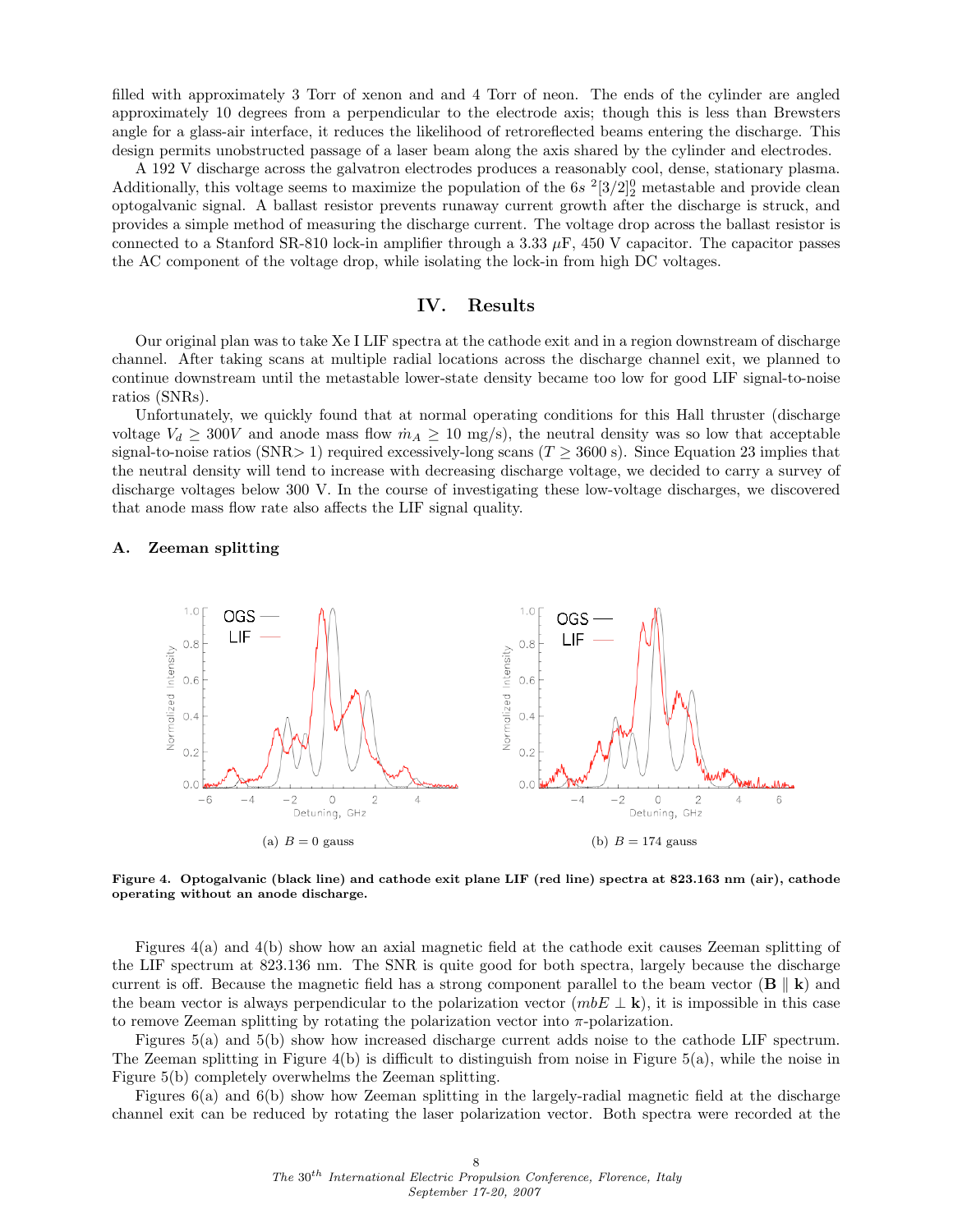filled with approximately 3 Torr of xenon and and 4 Torr of neon. The ends of the cylinder are angled approximately 10 degrees from a perpendicular to the electrode axis; though this is less than Brewsters angle for a glass-air interface, it reduces the likelihood of retroreflected beams entering the discharge. This design permits unobstructed passage of a laser beam along the axis shared by the cylinder and electrodes.

A 192 V discharge across the galvatron electrodes produces a reasonably cool, dense, stationary plasma. Additionally, this voltage seems to maximize the population of the $6s\ ^2[3/2]^0_2$ metastable and provide clean optogalvanic signal. A ballast resistor prevents runaway current growth after the discharge is struck, and provides a simple method of measuring the discharge current. The voltage drop across the ballast resistor is connected to a Stanford SR-810 lock-in amplifier through a 3.33 $\mu$F, 450 V capacitor. The capacitor passes the AC component of the voltage drop, while isolating the lock-in from high DC voltages.

# IV. Results

Our original plan was to take Xe I LIF spectra at the cathode exit and in a region downstream of discharge channel. After taking scans at multiple radial locations across the discharge channel exit, we planned to continue downstream until the metastable lower-state density became too low for good LIF signal-to-noise ratios (SNRs).

Unfortunately, we quickly found that at normal operating conditions for this Hall thruster (discharge voltage $V_d \geq 300V$ and anode mass flow $\dot{m}_A \geq 10$ mg/s), the neutral density was so low that acceptable signal-to-noise ratios (SNR$>1$) required excessively-long scans ($T \geq 3600$ s). Since Equation 23 implies that the neutral density will tend to increase with decreasing discharge voltage, we decided to carry a survey of discharge voltages below 300 V. In the course of investigating these low-voltage discharges, we discovered that anode mass flow rate also affects the LIF signal quality.

## A. Zeeman splitting

(a) $B = 0$ gauss

(b) $B = 174$ gauss

**Figure 4. Optogalvanic (black line) and cathode exit plane LIF (red line) spectra at 823.163 nm (air), cathode operating without an anode discharge.**

Figures 4(a) and 4(b) show how an axial magnetic field at the cathode exit causes Zeeman splitting of the LIF spectrum at 823.136 nm. The SNR is quite good for both spectra, largely because the discharge current is off. Because the magnetic field has a strong component parallel to the beam vector ($\mathbf{B} \parallel \mathbf{k}$) and the beam vector is always perpendicular to the polarization vector ($mbE \perp \mathbf{k}$), it is impossible in this case to remove Zeeman splitting by rotating the polarization vector into $\pi$-polarization.

Figures 5(a) and 5(b) show how increased discharge current adds noise to the cathode LIF spectrum. The Zeeman splitting in Figure 4(b) is difficult to distinguish from noise in Figure 5(a), while the noise in Figure 5(b) completely overwhelms the Zeeman splitting.

Figures 6(a) and 6(b) show how Zeeman splitting in the largely-radial magnetic field at the discharge channel exit can be reduced by rotating the laser polarization vector. Both spectra were recorded at the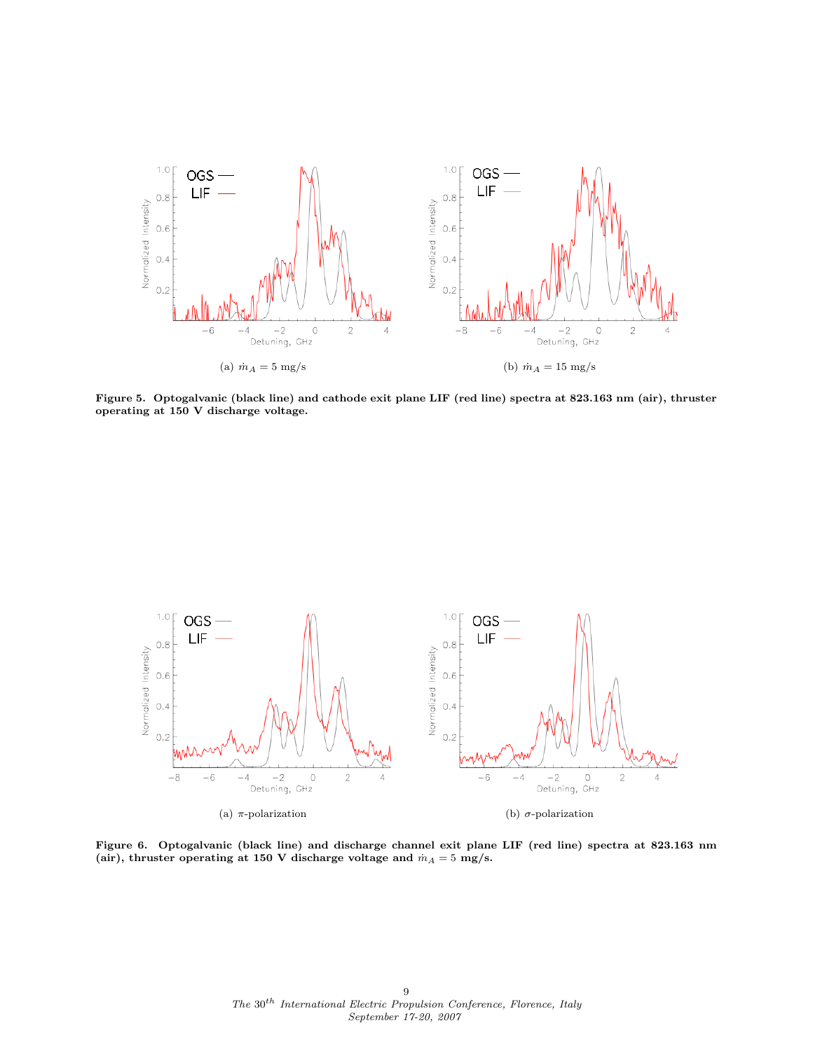(a) $\dot{m}_A = 5$ mg/s

(b) $\dot{m}_A = 15$ mg/s

**Figure 5. Optogalvanic (black line) and cathode exit plane LIF (red line) spectra at 823.163 nm (air), thruster operating at 150 V discharge voltage.**

(a) $\pi$-polarization

(b) $\sigma$-polarization

**Figure 6. Optogalvanic (black line) and discharge channel exit plane LIF (red line) spectra at 823.163 nm (air), thruster operating at 150 V discharge voltage and $\dot{m}_A = 5$ mg/s.**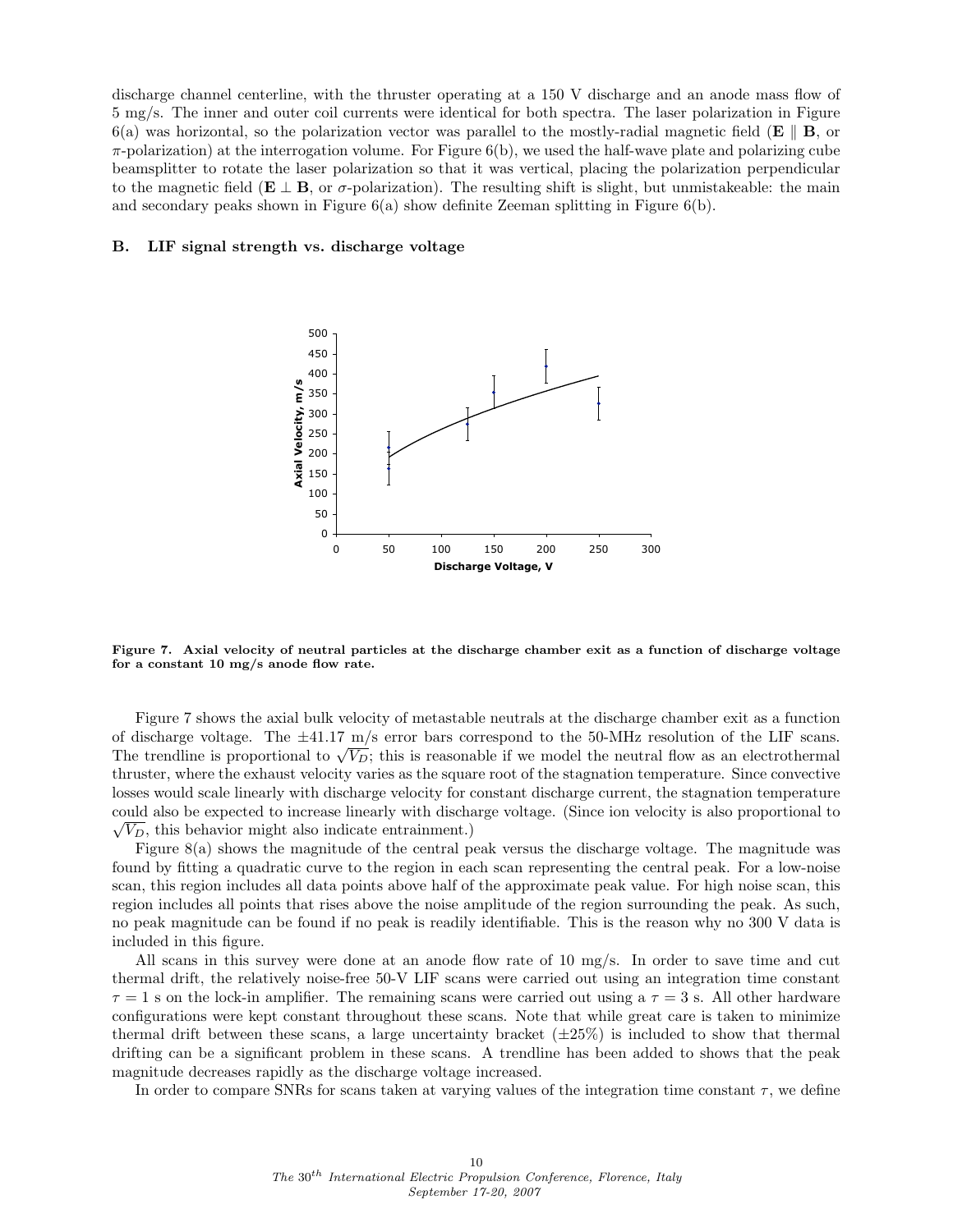discharge channel centerline, with the thruster operating at a 150 V discharge and an anode mass flow of 5 mg/s. The inner and outer coil currents were identical for both spectra. The laser polarization in Figure 6(a) was horizontal, so the polarization vector was parallel to the mostly-radial magnetic field ($\mathbf{E} \parallel \mathbf{B}$, or $\pi$-polarization) at the interrogation volume. For Figure 6(b), we used the half-wave plate and polarizing cube beamsplitter to rotate the laser polarization so that it was vertical, placing the polarization perpendicular to the magnetic field ($\mathbf{E} \perp \mathbf{B}$, or $\sigma$-polarization). The resulting shift is slight, but unmistakeable: the main and secondary peaks shown in Figure 6(a) show definite Zeeman splitting in Figure 6(b).

### B. LIF signal strength vs. discharge voltage

**Figure 7. Axial velocity of neutral particles at the discharge chamber exit as a function of discharge voltage for a constant 10 mg/s anode flow rate.**

Figure 7 shows the axial bulk velocity of metastable neutrals at the discharge chamber exit as a function of discharge voltage. The ±41.17 m/s error bars correspond to the 50-MHz resolution of the LIF scans. The trendline is proportional to $\sqrt{V_D}$; this is reasonable if we model the neutral flow as an electrothermal thruster, where the exhaust velocity varies as the square root of the stagnation temperature. Since convective losses would scale linearly with discharge velocity for constant discharge current, the stagnation temperature could also be expected to increase linearly with discharge voltage. (Since ion velocity is also proportional to $\sqrt{V_D}$, this behavior might also indicate entrainment.)

Figure 8(a) shows the magnitude of the central peak versus the discharge voltage. The magnitude was found by fitting a quadratic curve to the region in each scan representing the central peak. For a low-noise scan, this region includes all data points above half of the approximate peak value. For high noise scan, this region includes all points that rises above the noise amplitude of the region surrounding the peak. As such, no peak magnitude can be found if no peak is readily identifiable. This is the reason why no 300 V data is included in this figure.

All scans in this survey were done at an anode flow rate of 10 mg/s. In order to save time and cut thermal drift, the relatively noise-free 50-V LIF scans were carried out using an integration time constant $\tau = 1$ s on the lock-in amplifier. The remaining scans were carried out using a $\tau = 3$ s. All other hardware configurations were kept constant throughout these scans. Note that while great care is taken to minimize thermal drift between these scans, a large uncertainty bracket (±25%) is included to show that thermal drifting can be a significant problem in these scans. A trendline has been added to shows that the peak magnitude decreases rapidly as the discharge voltage increased.

In order to compare SNRs for scans taken at varying values of the integration time constant $\tau$, we define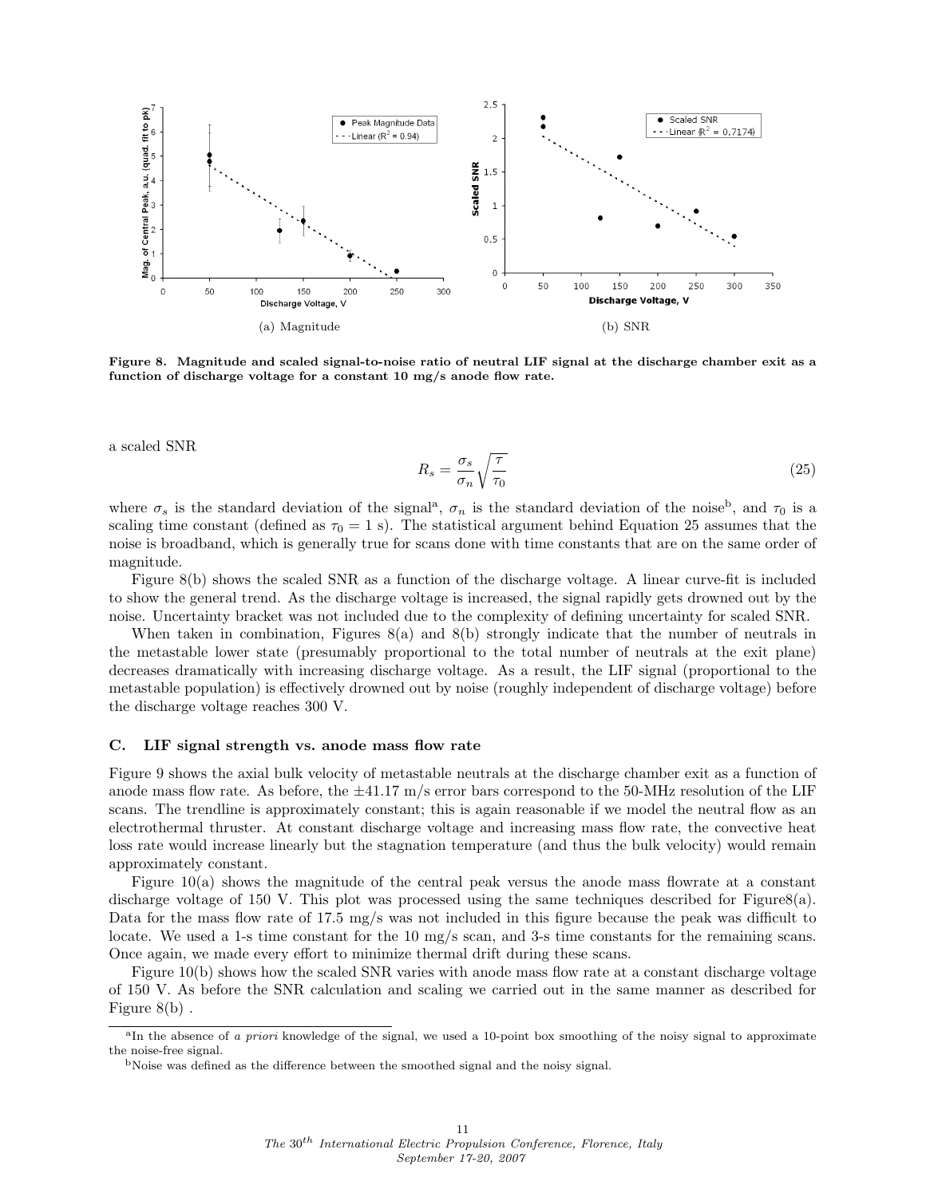(a) Magnitude

(b) SNR

**Figure 8. Magnitude and scaled signal-to-noise ratio of neutral LIF signal at the discharge chamber exit as a function of discharge voltage for a constant 10 mg/s anode flow rate.**

a scaled SNR

$$R_s = \frac{\sigma_s}{\sigma_n}\sqrt{\frac{\tau}{\tau_0}} \tag{25}$$

where $\sigma_s$ is the standard deviation of the signal[a], $\sigma_n$ is the standard deviation of the noise[b], and $\tau_0$ is a scaling time constant (defined as $\tau_0 = 1$ s). The statistical argument behind Equation 25 assumes that the noise is broadband, which is generally true for scans done with time constants that are on the same order of magnitude.

Figure 8(b) shows the scaled SNR as a function of the discharge voltage. A linear curve-fit is included to show the general trend. As the discharge voltage is increased, the signal rapidly gets drowned out by the noise. Uncertainty bracket was not included due to the complexity of defining uncertainty for scaled SNR.

When taken in combination, Figures 8(a) and 8(b) strongly indicate that the number of neutrals in the metastable lower state (presumably proportional to the total number of neutrals at the exit plane) decreases dramatically with increasing discharge voltage. As a result, the LIF signal (proportional to the metastable population) is effectively drowned out by noise (roughly independent of discharge voltage) before the discharge voltage reaches 300 V.

### C. LIF signal strength vs. anode mass flow rate

Figure 9 shows the axial bulk velocity of metastable neutrals at the discharge chamber exit as a function of anode mass flow rate. As before, the ±41.17 m/s error bars correspond to the 50-MHz resolution of the LIF scans. The trendline is approximately constant; this is again reasonable if we model the neutral flow as an electrothermal thruster. At constant discharge voltage and increasing mass flow rate, the convective heat loss rate would increase linearly but the stagnation temperature (and thus the bulk velocity) would remain approximately constant.

Figure 10(a) shows the magnitude of the central peak versus the anode mass flowrate at a constant discharge voltage of 150 V. This plot was processed using the same techniques described for Figure8(a). Data for the mass flow rate of 17.5 mg/s was not included in this figure because the peak was difficult to locate. We used a 1-s time constant for the 10 mg/s scan, and 3-s time constants for the remaining scans. Once again, we made every effort to minimize thermal drift during these scans.

Figure 10(b) shows how the scaled SNR varies with anode mass flow rate at a constant discharge voltage of 150 V. As before the SNR calculation and scaling we carried out in the same manner as described for Figure 8(b) .

[a]In the absence of *a priori* knowledge of the signal, we used a 10-point box smoothing of the noisy signal to approximate the noise-free signal.

[b]Noise was defined as the difference between the smoothed signal and the noisy signal.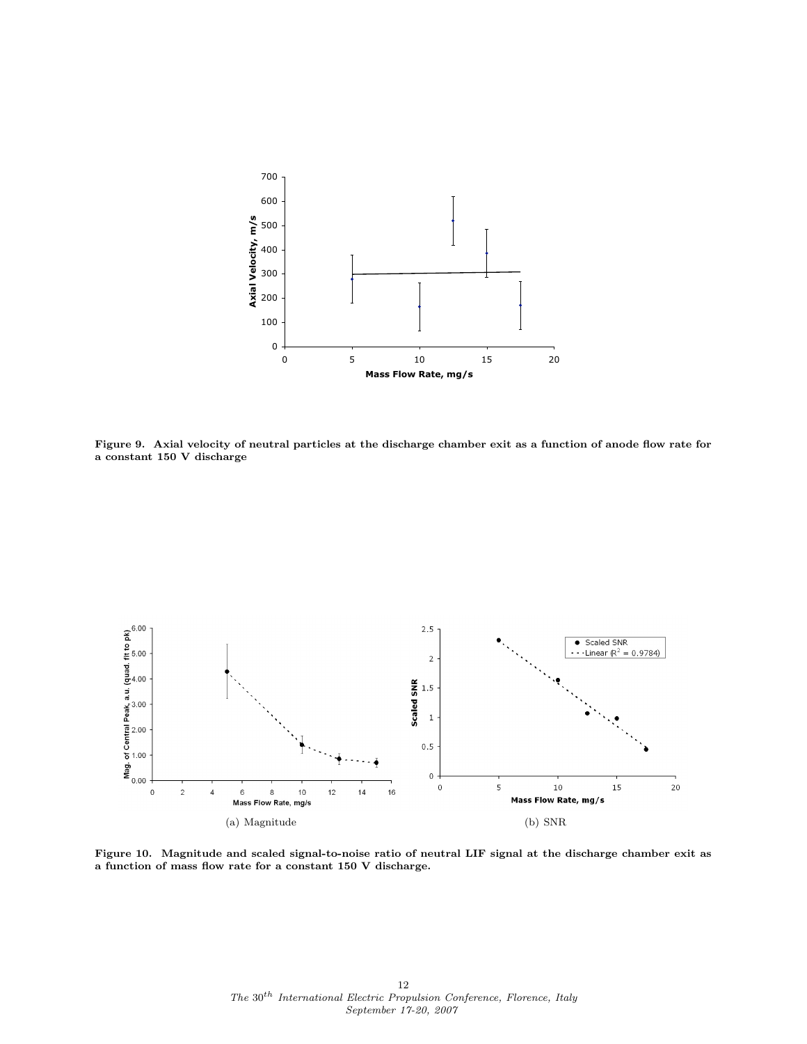**Figure 9. Axial velocity of neutral particles at the discharge chamber exit as a function of anode flow rate for a constant 150 V discharge**

(a) Magnitude

(b) SNR

**Figure 10. Magnitude and scaled signal-to-noise ratio of neutral LIF signal at the discharge chamber exit as a function of mass flow rate for a constant 150 V discharge.**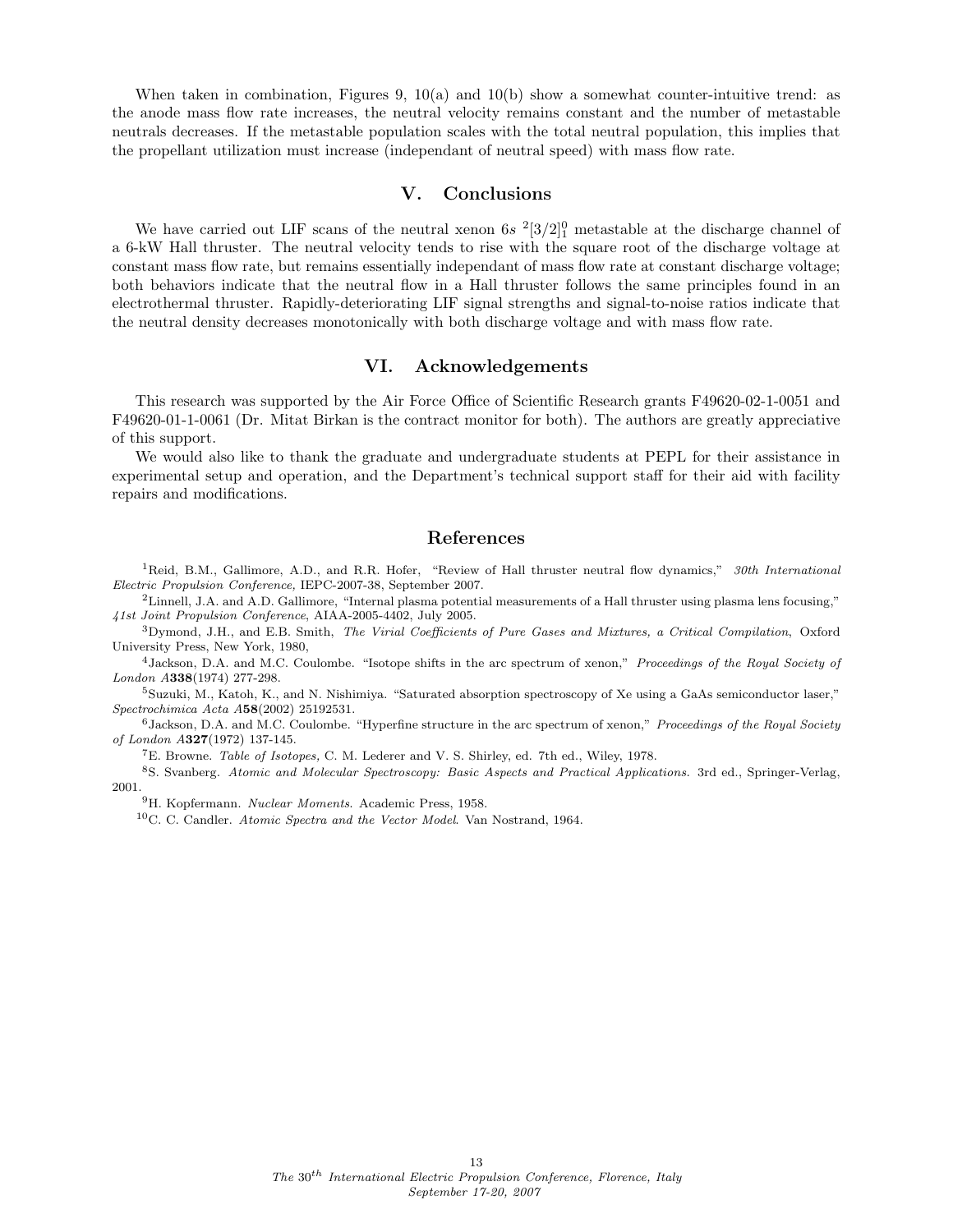When taken in combination, Figures 9, 10(a) and 10(b) show a somewhat counter-intuitive trend: as the anode mass flow rate increases, the neutral velocity remains constant and the number of metastable neutrals decreases. If the metastable population scales with the total neutral population, this implies that the propellant utilization must increase (independant of neutral speed) with mass flow rate.

## V. Conclusions

We have carried out LIF scans of the neutral xenon $6s\ ^2[3/2]^0_1$ metastable at the discharge channel of a 6-kW Hall thruster. The neutral velocity tends to rise with the square root of the discharge voltage at constant mass flow rate, but remains essentially independant of mass flow rate at constant discharge voltage; both behaviors indicate that the neutral flow in a Hall thruster follows the same principles found in an electrothermal thruster. Rapidly-deteriorating LIF signal strengths and signal-to-noise ratios indicate that the neutral density decreases monotonically with both discharge voltage and with mass flow rate.

## VI. Acknowledgements

This research was supported by the Air Force Office of Scientific Research grants F49620-02-1-0051 and F49620-01-1-0061 (Dr. Mitat Birkan is the contract monitor for both). The authors are greatly appreciative of this support.

We would also like to thank the graduate and undergraduate students at PEPL for their assistance in experimental setup and operation, and the Department's technical support staff for their aid with facility repairs and modifications.

## References

[1] Reid, B.M., Gallimore, A.D., and R.R. Hofer, "Review of Hall thruster neutral flow dynamics," *30th International Electric Propulsion Conference,* IEPC-2007-38, September 2007.

[2] Linnell, J.A. and A.D. Gallimore, "Internal plasma potential measurements of a Hall thruster using plasma lens focusing," *41st Joint Propulsion Conference*, AIAA-2005-4402, July 2005.

[3] Dymond, J.H., and E.B. Smith, *The Virial Coefficients of Pure Gases and Mixtures, a Critical Compilation*, Oxford University Press, New York, 1980,

[4] Jackson, D.A. and M.C. Coulombe. "Isotope shifts in the arc spectrum of xenon," *Proceedings of the Royal Society of London A* **338**(1974) 277-298.

[5] Suzuki, M., Katoh, K., and N. Nishimiya. "Saturated absorption spectroscopy of Xe using a GaAs semiconductor laser," *Spectrochimica Acta A* **58**(2002) 25192531.

[6] Jackson, D.A. and M.C. Coulombe. "Hyperfine structure in the arc spectrum of xenon," *Proceedings of the Royal Society of London A* **327**(1972) 137-145.

[7] E. Browne. *Table of Isotopes,* C. M. Lederer and V. S. Shirley, ed. 7th ed., Wiley, 1978.

[8] S. Svanberg. *Atomic and Molecular Spectroscopy: Basic Aspects and Practical Applications.* 3rd ed., Springer-Verlag, 2001.

[9] H. Kopfermann. *Nuclear Moments*. Academic Press, 1958.

[10] C. C. Candler. *Atomic Spectra and the Vector Model*. Van Nostrand, 1964.